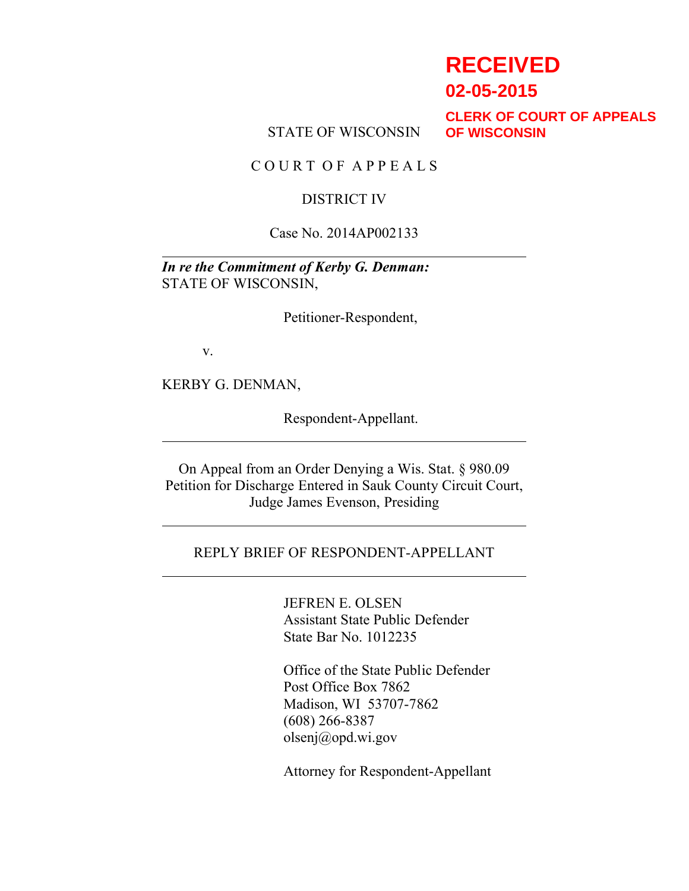**RECEIVED**
**02-05-2015**
**CLERK OF COURT OF APPEALS OF WISCONSIN**

STATE OF WISCONSIN

C O U R T O F A P P E A L S

DISTRICT IV

Case No. 2014AP002133

---

***In re the Commitment of Kerby G. Denman:***
STATE OF WISCONSIN,

Petitioner-Respondent,

v.

KERBY G. DENMAN,

Respondent-Appellant.

---

On Appeal from an Order Denying a Wis. Stat. § 980.09 Petition for Discharge Entered in Sauk County Circuit Court, Judge James Evenson, Presiding

---

REPLY BRIEF OF RESPONDENT-APPELLANT

---

JEFREN E. OLSEN
Assistant State Public Defender
State Bar No. 1012235

Office of the State Public Defender
Post Office Box 7862
Madison, WI 53707-7862
(608) 266-8387
olsenj@opd.wi.gov

Attorney for Respondent-Appellant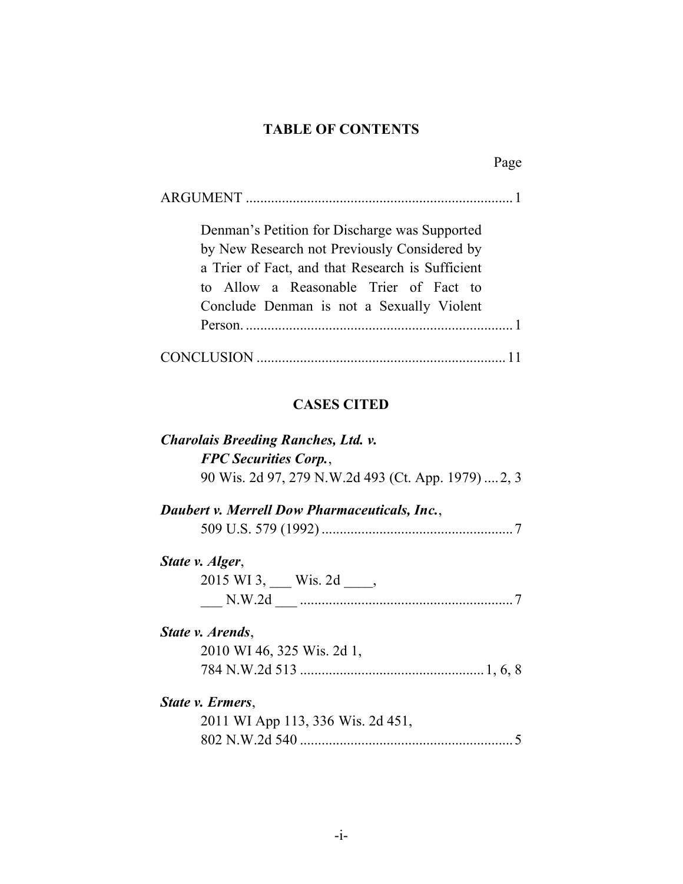# TABLE OF CONTENTS

Page

ARGUMENT .......................................................................... 1

Denman's Petition for Discharge was Supported by New Research not Previously Considered by a Trier of Fact, and that Research is Sufficient to Allow a Reasonable Trier of Fact to Conclude Denman is not a Sexually Violent Person. .......................................................................... 1

CONCLUSION .................................................................... 11

## CASES CITED

***Charolais Breeding Ranches, Ltd. v. FPC Securities Corp.***,
90 Wis. 2d 97, 279 N.W.2d 493 (Ct. App. 1979) .... 2, 3

***Daubert v. Merrell Dow Pharmaceuticals, Inc.***,
509 U.S. 579 (1992) ..................................................... 7

***State v. Alger***,
2015 WI 3, ___ Wis. 2d ____,
___ N.W.2d ___ ........................................................... 7

***State v. Arends***,
2010 WI 46, 325 Wis. 2d 1,
784 N.W.2d 513 ................................................... 1, 6, 8

***State v. Ermers***,
2011 WI App 113, 336 Wis. 2d 451,
802 N.W.2d 540 ........................................................... 5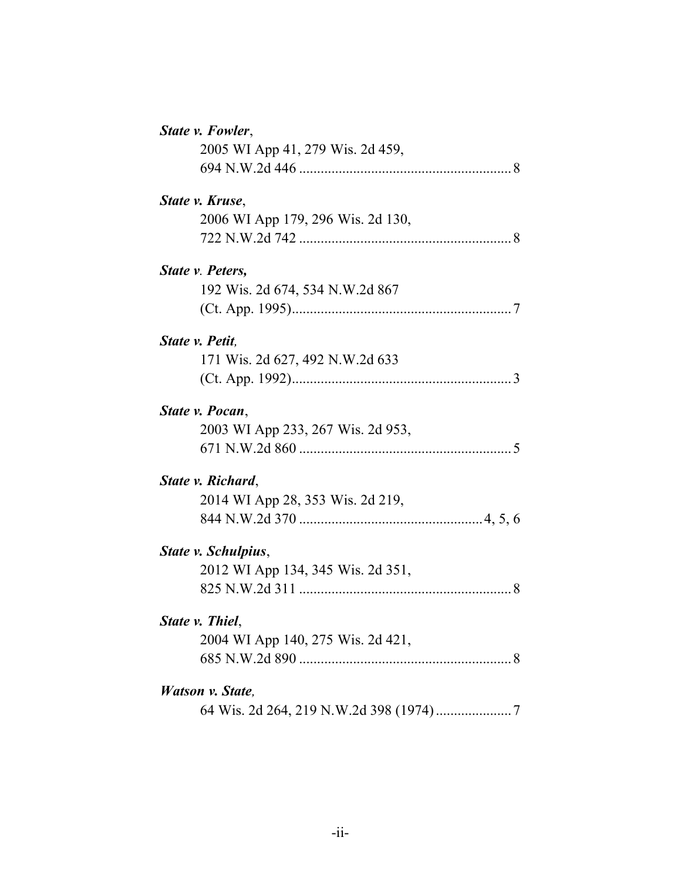***State v. Fowler***,
2005 WI App 41, 279 Wis. 2d 459,
694 N.W.2d 446 ........................................................... 8

***State v. Kruse***,
2006 WI App 179, 296 Wis. 2d 130,
722 N.W.2d 742 ........................................................... 8

***State v. Peters,***
192 Wis. 2d 674, 534 N.W.2d 867
(Ct. App. 1995)............................................................. 7

***State v. Petit,***
171 Wis. 2d 627, 492 N.W.2d 633
(Ct. App. 1992)............................................................. 3

***State v. Pocan***,
2003 WI App 233, 267 Wis. 2d 953,
671 N.W.2d 860 ........................................................... 5

***State v. Richard***,
2014 WI App 28, 353 Wis. 2d 219,
844 N.W.2d 370 ................................................... 4, 5, 6

***State v. Schulpius***,
2012 WI App 134, 345 Wis. 2d 351,
825 N.W.2d 311 ........................................................... 8

***State v. Thiel***,
2004 WI App 140, 275 Wis. 2d 421,
685 N.W.2d 890 ........................................................... 8

***Watson v. State,***
64 Wis. 2d 264, 219 N.W.2d 398 (1974) ..................... 7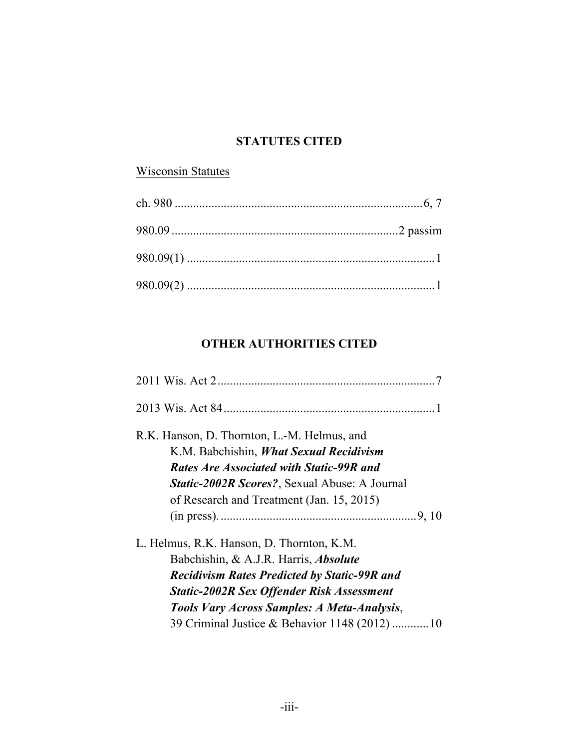## STATUTES CITED

<u>Wisconsin Statutes</u>

ch. 980 .................................................................................6, 7

980.09 .........................................................................2 passim

980.09(1) ..................................................................................1

980.09(2) ..................................................................................1

## OTHER AUTHORITIES CITED

2011 Wis. Act 2.......................................................................7

2013 Wis. Act 84.....................................................................1

R.K. Hanson, D. Thornton, L.-M. Helmus, and K.M. Babchishin, ***What Sexual Recidivism Rates Are Associated with Static-99R and Static-2002R Scores?***, Sexual Abuse: A Journal of Research and Treatment (Jan. 15, 2015) (in press). ................................................................9, 10

L. Helmus, R.K. Hanson, D. Thornton, K.M. Babchishin, & A.J.R. Harris, ***Absolute Recidivism Rates Predicted by Static-99R and Static-2002R Sex Offender Risk Assessment Tools Vary Across Samples: A Meta-Analysis***, 39 Criminal Justice & Behavior 1148 (2012) ............10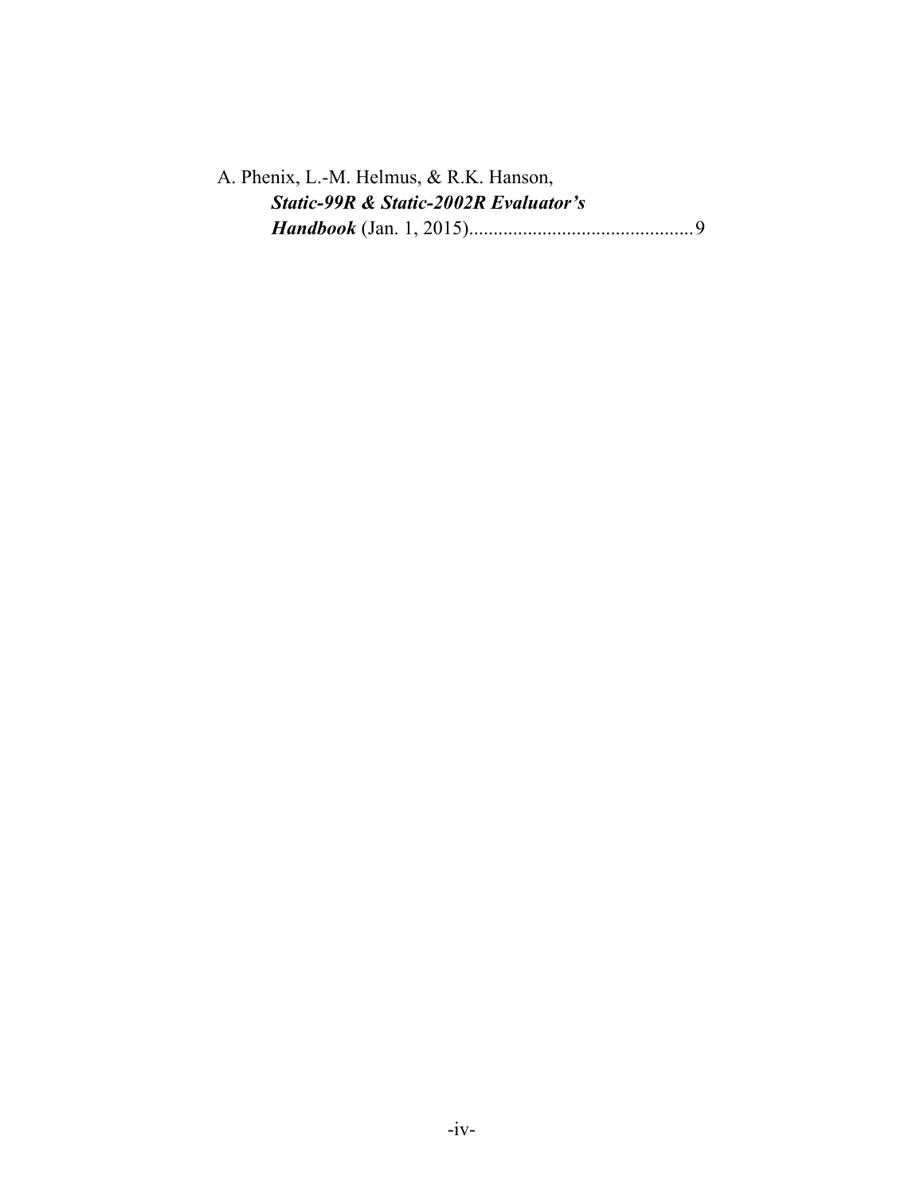A. Phenix, L.-M. Helmus, & R.K. Hanson, ***Static-99R & Static-2002R Evaluator's Handbook*** (Jan. 1, 2015)..............................................9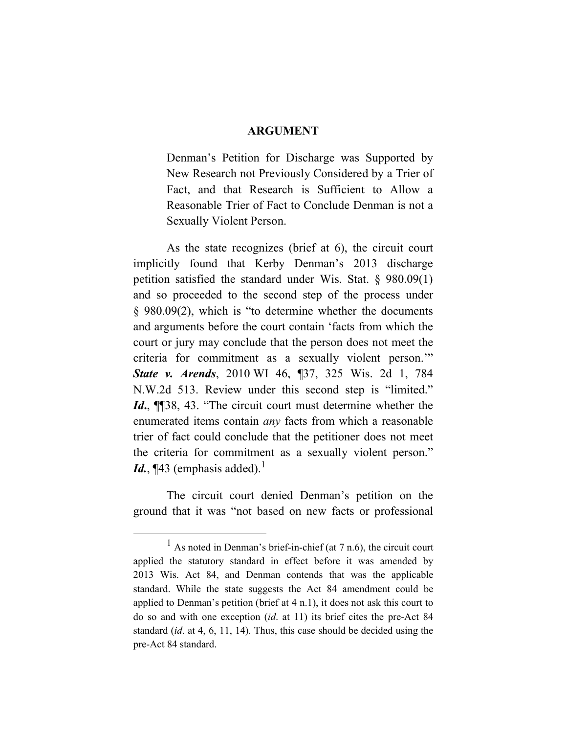## ARGUMENT

**Denman's Petition for Discharge was Supported by New Research not Previously Considered by a Trier of Fact, and that Research is Sufficient to Allow a Reasonable Trier of Fact to Conclude Denman is not a Sexually Violent Person.**

As the state recognizes (brief at 6), the circuit court implicitly found that Kerby Denman's 2013 discharge petition satisfied the standard under Wis. Stat. § 980.09(1) and so proceeded to the second step of the process under § 980.09(2), which is "to determine whether the documents and arguments before the court contain 'facts from which the court or jury may conclude that the person does not meet the criteria for commitment as a sexually violent person.'" ***State v. Arends***, 2010 WI 46, ¶37, 325 Wis. 2d 1, 784 N.W.2d 513. Review under this second step is "limited." ***Id.***, ¶¶38, 43. "The circuit court must determine whether the enumerated items contain *any* facts from which a reasonable trier of fact could conclude that the petitioner does not meet the criteria for commitment as a sexually violent person." ***Id.***, ¶43 (emphasis added).[1]

The circuit court denied Denman's petition on the ground that it was "not based on new facts or professional

---

[1] As noted in Denman's brief-in-chief (at 7 n.6), the circuit court applied the statutory standard in effect before it was amended by 2013 Wis. Act 84, and Denman contends that was the applicable standard. While the state suggests the Act 84 amendment could be applied to Denman's petition (brief at 4 n.1), it does not ask this court to do so and with one exception (*id*. at 11) its brief cites the pre-Act 84 standard (*id*. at 4, 6, 11, 14). Thus, this case should be decided using the pre-Act 84 standard.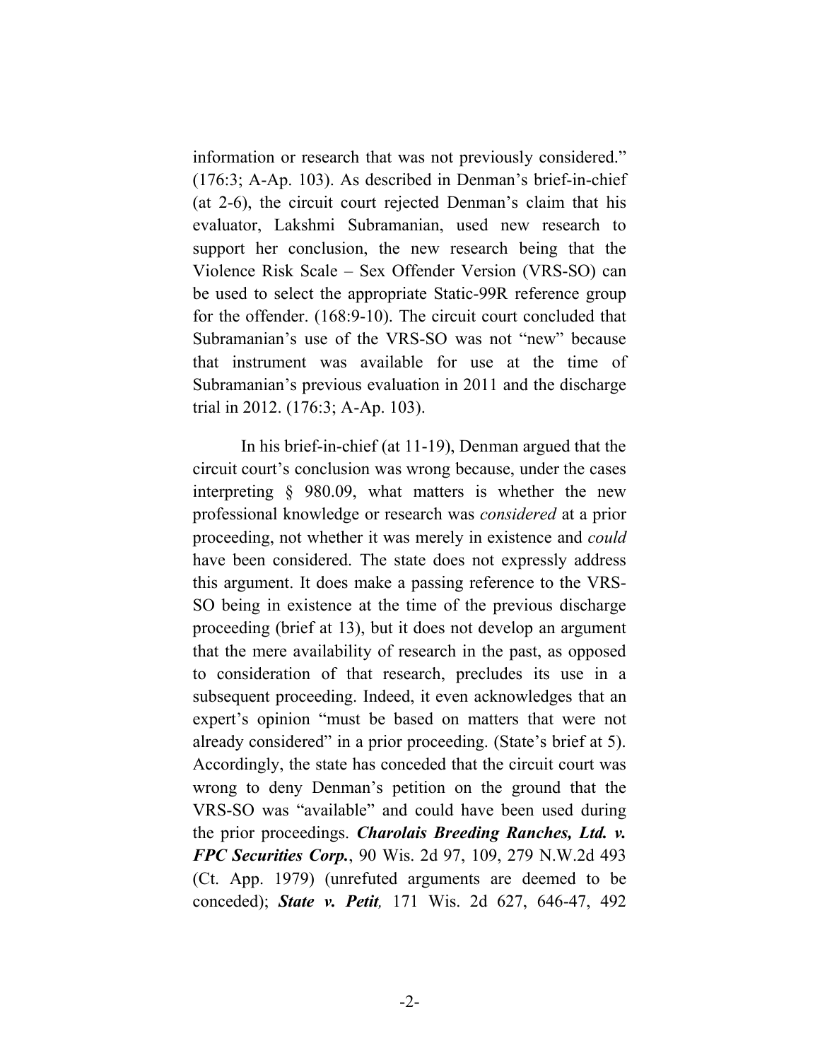information or research that was not previously considered." (176:3; A-Ap. 103). As described in Denman's brief-in-chief (at 2-6), the circuit court rejected Denman's claim that his evaluator, Lakshmi Subramanian, used new research to support her conclusion, the new research being that the Violence Risk Scale – Sex Offender Version (VRS-SO) can be used to select the appropriate Static-99R reference group for the offender. (168:9-10). The circuit court concluded that Subramanian's use of the VRS-SO was not "new" because that instrument was available for use at the time of Subramanian's previous evaluation in 2011 and the discharge trial in 2012. (176:3; A-Ap. 103).

In his brief-in-chief (at 11-19), Denman argued that the circuit court's conclusion was wrong because, under the cases interpreting § 980.09, what matters is whether the new professional knowledge or research was *considered* at a prior proceeding, not whether it was merely in existence and *could* have been considered. The state does not expressly address this argument. It does make a passing reference to the VRS-SO being in existence at the time of the previous discharge proceeding (brief at 13), but it does not develop an argument that the mere availability of research in the past, as opposed to consideration of that research, precludes its use in a subsequent proceeding. Indeed, it even acknowledges that an expert's opinion "must be based on matters that were not already considered" in a prior proceeding. (State's brief at 5). Accordingly, the state has conceded that the circuit court was wrong to deny Denman's petition on the ground that the VRS-SO was "available" and could have been used during the prior proceedings. ***Charolais Breeding Ranches, Ltd. v. FPC Securities Corp.***, 90 Wis. 2d 97, 109, 279 N.W.2d 493 (Ct. App. 1979) (unrefuted arguments are deemed to be conceded); ***State v. Petit,*** 171 Wis. 2d 627, 646-47, 492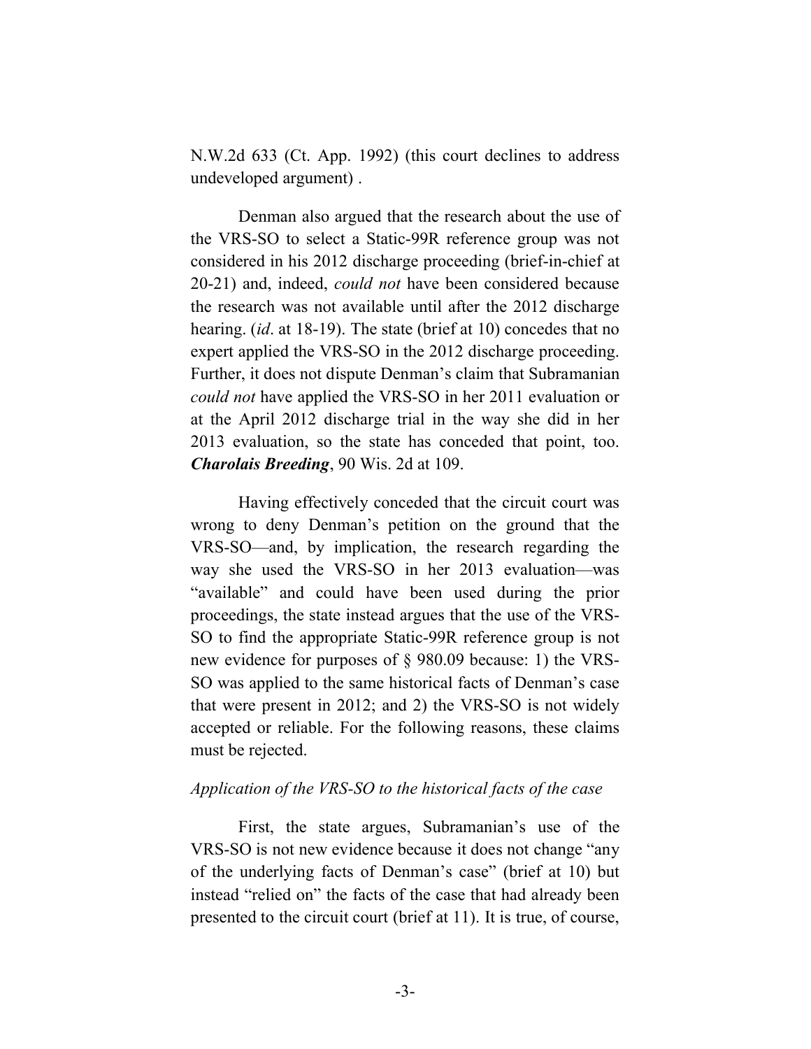N.W.2d 633 (Ct. App. 1992) (this court declines to address undeveloped argument) .

Denman also argued that the research about the use of the VRS-SO to select a Static-99R reference group was not considered in his 2012 discharge proceeding (brief-in-chief at 20-21) and, indeed, *could not* have been considered because the research was not available until after the 2012 discharge hearing. (*id*. at 18-19). The state (brief at 10) concedes that no expert applied the VRS-SO in the 2012 discharge proceeding. Further, it does not dispute Denman's claim that Subramanian *could not* have applied the VRS-SO in her 2011 evaluation or at the April 2012 discharge trial in the way she did in her 2013 evaluation, so the state has conceded that point, too. ***Charolais Breeding***, 90 Wis. 2d at 109.

Having effectively conceded that the circuit court was wrong to deny Denman's petition on the ground that the VRS-SO—and, by implication, the research regarding the way she used the VRS-SO in her 2013 evaluation—was "available" and could have been used during the prior proceedings, the state instead argues that the use of the VRS-SO to find the appropriate Static-99R reference group is not new evidence for purposes of § 980.09 because: 1) the VRS-SO was applied to the same historical facts of Denman's case that were present in 2012; and 2) the VRS-SO is not widely accepted or reliable. For the following reasons, these claims must be rejected.

*Application of the VRS-SO to the historical facts of the case*

First, the state argues, Subramanian's use of the VRS-SO is not new evidence because it does not change "any of the underlying facts of Denman's case" (brief at 10) but instead "relied on" the facts of the case that had already been presented to the circuit court (brief at 11). It is true, of course,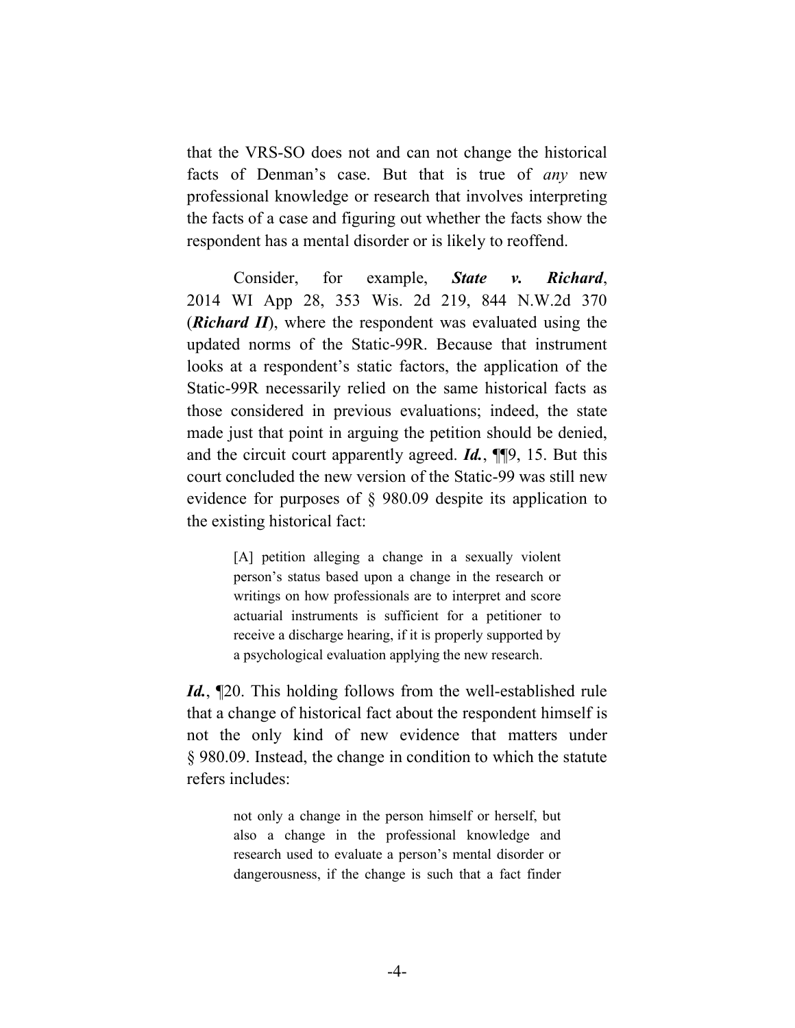that the VRS-SO does not and can not change the historical facts of Denman's case. But that is true of *any* new professional knowledge or research that involves interpreting the facts of a case and figuring out whether the facts show the respondent has a mental disorder or is likely to reoffend.

Consider, for example, ***State v. Richard***, 2014 WI App 28, 353 Wis. 2d 219, 844 N.W.2d 370 (***Richard II***), where the respondent was evaluated using the updated norms of the Static-99R. Because that instrument looks at a respondent's static factors, the application of the Static-99R necessarily relied on the same historical facts as those considered in previous evaluations; indeed, the state made just that point in arguing the petition should be denied, and the circuit court apparently agreed. ***Id.***, ¶¶9, 15. But this court concluded the new version of the Static-99 was still new evidence for purposes of § 980.09 despite its application to the existing historical fact:

> [A] petition alleging a change in a sexually violent person's status based upon a change in the research or writings on how professionals are to interpret and score actuarial instruments is sufficient for a petitioner to receive a discharge hearing, if it is properly supported by a psychological evaluation applying the new research.

***Id.***, ¶20. This holding follows from the well-established rule that a change of historical fact about the respondent himself is not the only kind of new evidence that matters under § 980.09. Instead, the change in condition to which the statute refers includes:

> not only a change in the person himself or herself, but also a change in the professional knowledge and research used to evaluate a person's mental disorder or dangerousness, if the change is such that a fact finder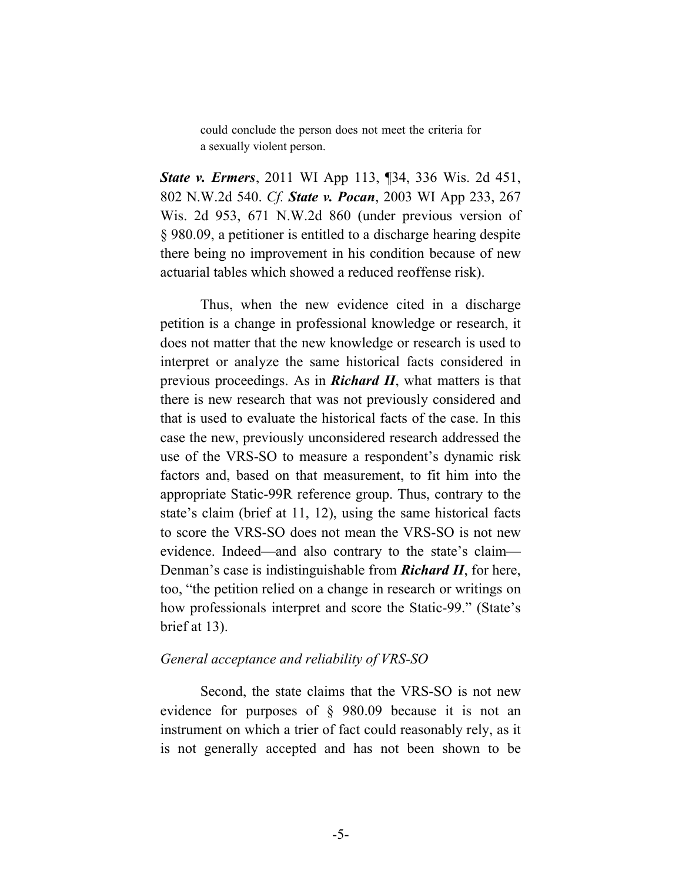> could conclude the person does not meet the criteria for a sexually violent person.

***State v. Ermers***, 2011 WI App 113, ¶34, 336 Wis. 2d 451, 802 N.W.2d 540. *Cf.* ***State v. Pocan***, 2003 WI App 233, 267 Wis. 2d 953, 671 N.W.2d 860 (under previous version of § 980.09, a petitioner is entitled to a discharge hearing despite there being no improvement in his condition because of new actuarial tables which showed a reduced reoffense risk).

Thus, when the new evidence cited in a discharge petition is a change in professional knowledge or research, it does not matter that the new knowledge or research is used to interpret or analyze the same historical facts considered in previous proceedings. As in ***Richard II***, what matters is that there is new research that was not previously considered and that is used to evaluate the historical facts of the case. In this case the new, previously unconsidered research addressed the use of the VRS-SO to measure a respondent's dynamic risk factors and, based on that measurement, to fit him into the appropriate Static-99R reference group. Thus, contrary to the state's claim (brief at 11, 12), using the same historical facts to score the VRS-SO does not mean the VRS-SO is not new evidence. Indeed—and also contrary to the state's claim—Denman's case is indistinguishable from ***Richard II***, for here, too, "the petition relied on a change in research or writings on how professionals interpret and score the Static-99." (State's brief at 13).

*General acceptance and reliability of VRS-SO*

Second, the state claims that the VRS-SO is not new evidence for purposes of § 980.09 because it is not an instrument on which a trier of fact could reasonably rely, as it is not generally accepted and has not been shown to be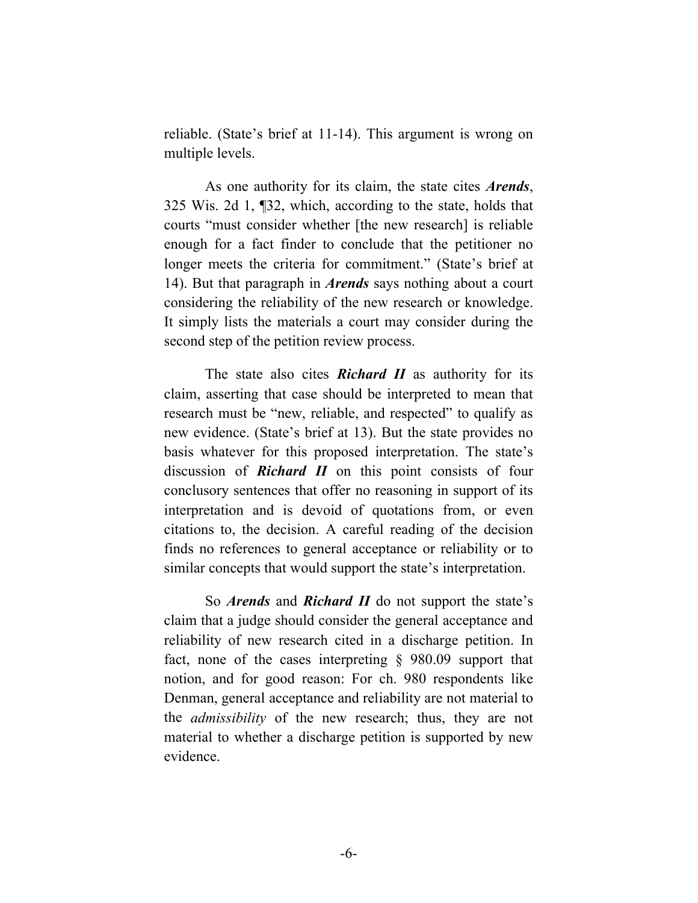reliable. (State's brief at 11-14). This argument is wrong on multiple levels.

As one authority for its claim, the state cites ***Arends***, 325 Wis. 2d 1, ¶32, which, according to the state, holds that courts "must consider whether [the new research] is reliable enough for a fact finder to conclude that the petitioner no longer meets the criteria for commitment." (State's brief at 14). But that paragraph in ***Arends*** says nothing about a court considering the reliability of the new research or knowledge. It simply lists the materials a court may consider during the second step of the petition review process.

The state also cites ***Richard II*** as authority for its claim, asserting that case should be interpreted to mean that research must be "new, reliable, and respected" to qualify as new evidence. (State's brief at 13). But the state provides no basis whatever for this proposed interpretation. The state's discussion of ***Richard II*** on this point consists of four conclusory sentences that offer no reasoning in support of its interpretation and is devoid of quotations from, or even citations to, the decision. A careful reading of the decision finds no references to general acceptance or reliability or to similar concepts that would support the state's interpretation.

So ***Arends*** and ***Richard II*** do not support the state's claim that a judge should consider the general acceptance and reliability of new research cited in a discharge petition. In fact, none of the cases interpreting § 980.09 support that notion, and for good reason: For ch. 980 respondents like Denman, general acceptance and reliability are not material to the *admissibility* of the new research; thus, they are not material to whether a discharge petition is supported by new evidence.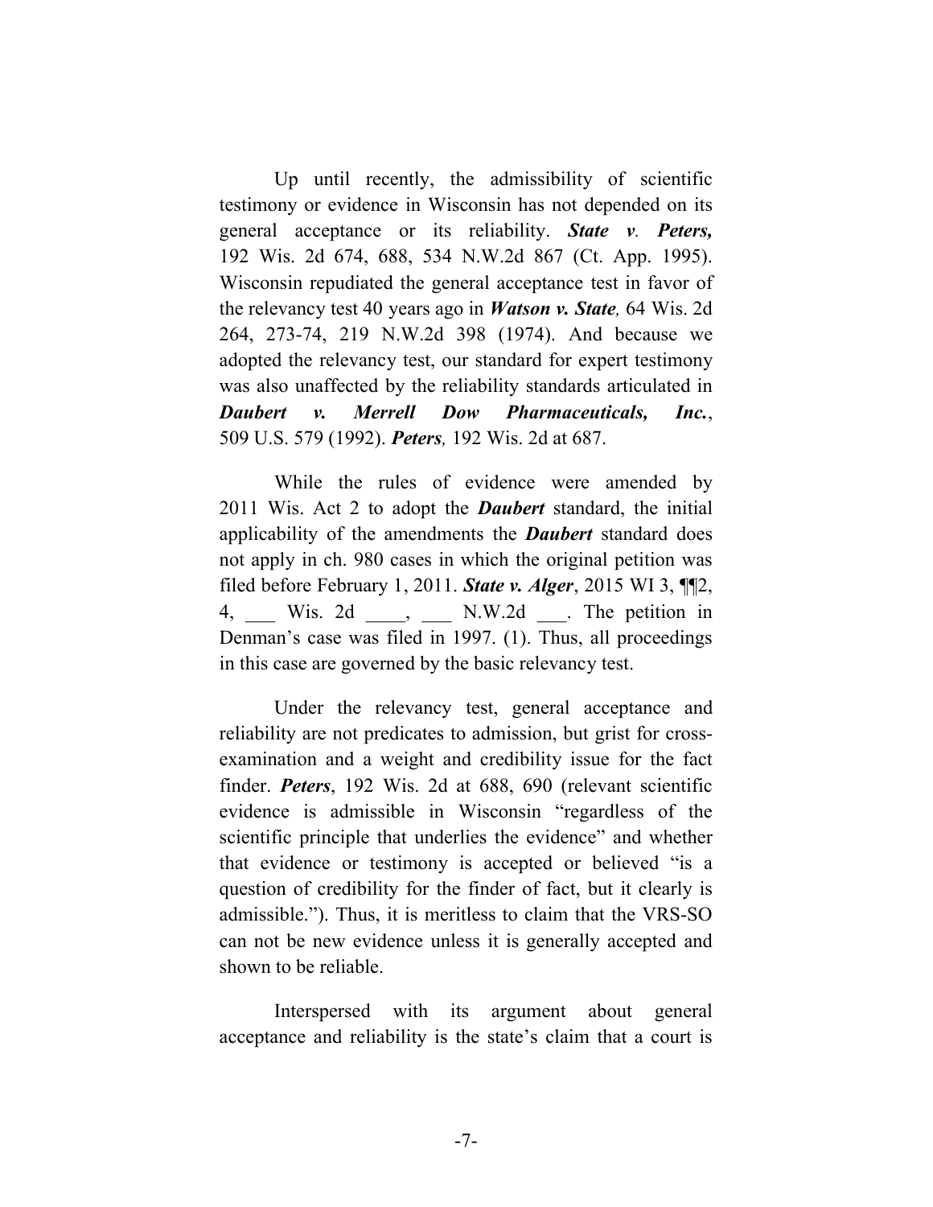Up until recently, the admissibility of scientific testimony or evidence in Wisconsin has not depended on its general acceptance or its reliability. ***State v. Peters,*** 192 Wis. 2d 674, 688, 534 N.W.2d 867 (Ct. App. 1995). Wisconsin repudiated the general acceptance test in favor of the relevancy test 40 years ago in ***Watson v. State,*** 64 Wis. 2d 264, 273-74, 219 N.W.2d 398 (1974). And because we adopted the relevancy test, our standard for expert testimony was also unaffected by the reliability standards articulated in ***Daubert v. Merrell Dow Pharmaceuticals, Inc.***, 509 U.S. 579 (1992). ***Peters,*** 192 Wis. 2d at 687.

While the rules of evidence were amended by 2011 Wis. Act 2 to adopt the ***Daubert*** standard, the initial applicability of the amendments the ***Daubert*** standard does not apply in ch. 980 cases in which the original petition was filed before February 1, 2011. ***State v. Alger***, 2015 WI 3, ¶¶2, 4, ___ Wis. 2d ____, ___ N.W.2d ___. The petition in Denman's case was filed in 1997. (1). Thus, all proceedings in this case are governed by the basic relevancy test.

Under the relevancy test, general acceptance and reliability are not predicates to admission, but grist for cross-examination and a weight and credibility issue for the fact finder. ***Peters***, 192 Wis. 2d at 688, 690 (relevant scientific evidence is admissible in Wisconsin "regardless of the scientific principle that underlies the evidence" and whether that evidence or testimony is accepted or believed "is a question of credibility for the finder of fact, but it clearly is admissible."). Thus, it is meritless to claim that the VRS-SO can not be new evidence unless it is generally accepted and shown to be reliable.

Interspersed with its argument about general acceptance and reliability is the state's claim that a court is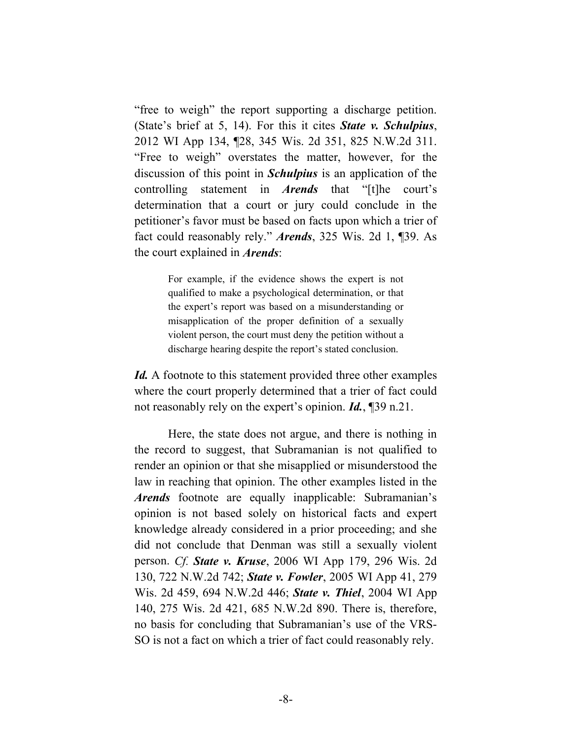"free to weigh" the report supporting a discharge petition. (State's brief at 5, 14). For this it cites ***State v. Schulpius***, 2012 WI App 134, ¶28, 345 Wis. 2d 351, 825 N.W.2d 311. "Free to weigh" overstates the matter, however, for the discussion of this point in ***Schulpius*** is an application of the controlling statement in ***Arends*** that "[t]he court's determination that a court or jury could conclude in the petitioner's favor must be based on facts upon which a trier of fact could reasonably rely." ***Arends***, 325 Wis. 2d 1, ¶39. As the court explained in ***Arends***:

> For example, if the evidence shows the expert is not qualified to make a psychological determination, or that the expert's report was based on a misunderstanding or misapplication of the proper definition of a sexually violent person, the court must deny the petition without a discharge hearing despite the report's stated conclusion.

***Id.*** A footnote to this statement provided three other examples where the court properly determined that a trier of fact could not reasonably rely on the expert's opinion. ***Id.***, ¶39 n.21.

Here, the state does not argue, and there is nothing in the record to suggest, that Subramanian is not qualified to render an opinion or that she misapplied or misunderstood the law in reaching that opinion. The other examples listed in the ***Arends*** footnote are equally inapplicable: Subramanian's opinion is not based solely on historical facts and expert knowledge already considered in a prior proceeding; and she did not conclude that Denman was still a sexually violent person. *Cf.* ***State v. Kruse***, 2006 WI App 179, 296 Wis. 2d 130, 722 N.W.2d 742; ***State v. Fowler***, 2005 WI App 41, 279 Wis. 2d 459, 694 N.W.2d 446; ***State v. Thiel***, 2004 WI App 140, 275 Wis. 2d 421, 685 N.W.2d 890. There is, therefore, no basis for concluding that Subramanian's use of the VRS-SO is not a fact on which a trier of fact could reasonably rely.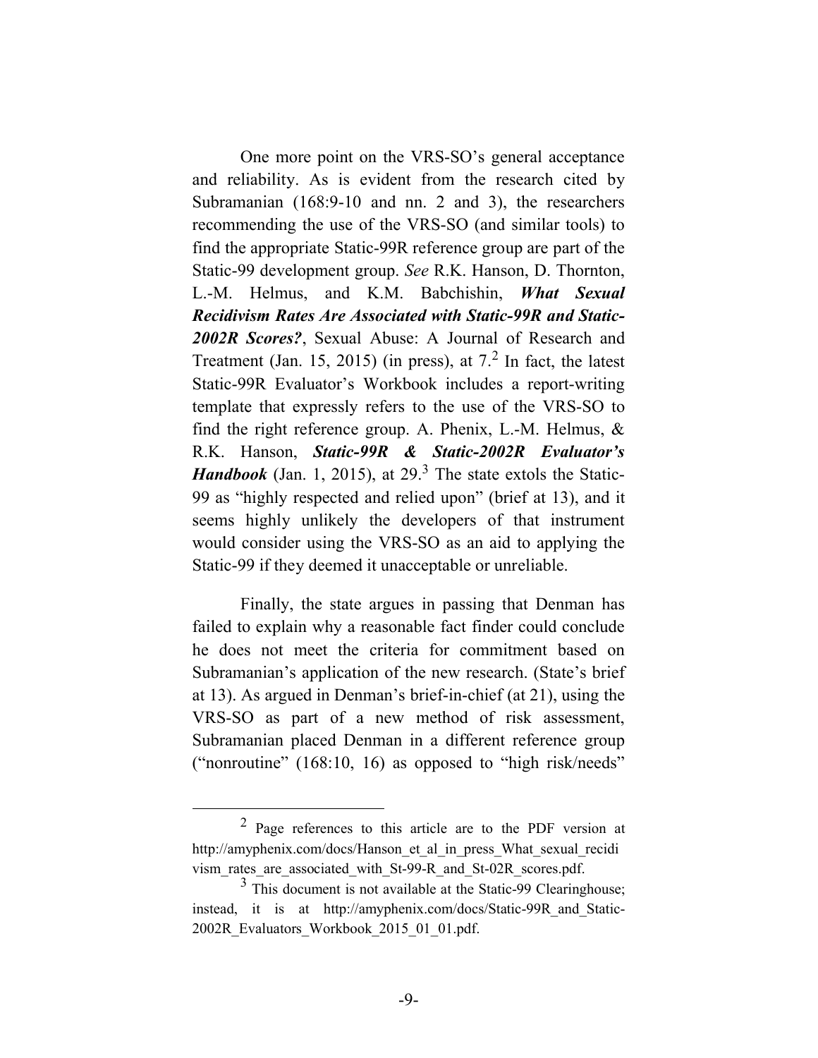One more point on the VRS-SO's general acceptance and reliability. As is evident from the research cited by Subramanian (168:9-10 and nn. 2 and 3), the researchers recommending the use of the VRS-SO (and similar tools) to find the appropriate Static-99R reference group are part of the Static-99 development group. *See* R.K. Hanson, D. Thornton, L.-M. Helmus, and K.M. Babchishin, ***What Sexual Recidivism Rates Are Associated with Static-99R and Static-2002R Scores?***, Sexual Abuse: A Journal of Research and Treatment (Jan. 15, 2015) (in press), at 7.[2] In fact, the latest Static-99R Evaluator's Workbook includes a report-writing template that expressly refers to the use of the VRS-SO to find the right reference group. A. Phenix, L.-M. Helmus, & R.K. Hanson, ***Static-99R & Static-2002R Evaluator's Handbook*** (Jan. 1, 2015), at 29.[3] The state extols the Static-99 as "highly respected and relied upon" (brief at 13), and it seems highly unlikely the developers of that instrument would consider using the VRS-SO as an aid to applying the Static-99 if they deemed it unacceptable or unreliable.

Finally, the state argues in passing that Denman has failed to explain why a reasonable fact finder could conclude he does not meet the criteria for commitment based on Subramanian's application of the new research. (State's brief at 13). As argued in Denman's brief-in-chief (at 21), using the VRS-SO as part of a new method of risk assessment, Subramanian placed Denman in a different reference group ("nonroutine" (168:10, 16) as opposed to "high risk/needs"

---

[2] Page references to this article are to the PDF version at http://amyphenix.com/docs/Hanson_et_al_in_press_What_sexual_recidivism_rates_are_associated_with_St-99-R_and_St-02R_scores.pdf.

[3] This document is not available at the Static-99 Clearinghouse; instead, it is at http://amyphenix.com/docs/Static-99R_and_Static-2002R_Evaluators_Workbook_2015_01_01.pdf.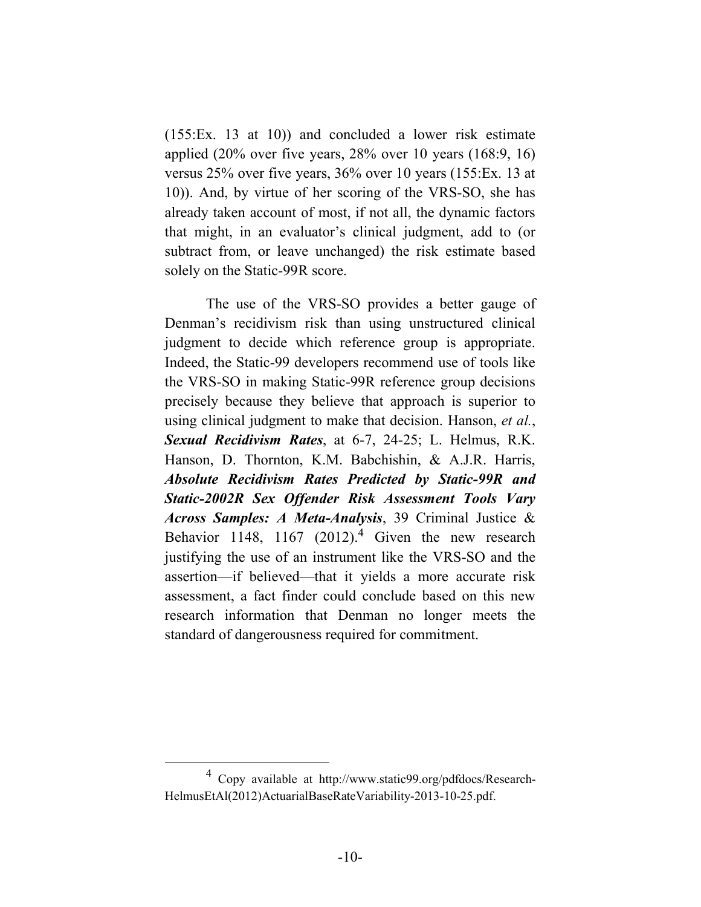(155:Ex. 13 at 10)) and concluded a lower risk estimate applied (20% over five years, 28% over 10 years (168:9, 16) versus 25% over five years, 36% over 10 years (155:Ex. 13 at 10)). And, by virtue of her scoring of the VRS-SO, she has already taken account of most, if not all, the dynamic factors that might, in an evaluator's clinical judgment, add to (or subtract from, or leave unchanged) the risk estimate based solely on the Static-99R score.

The use of the VRS-SO provides a better gauge of Denman's recidivism risk than using unstructured clinical judgment to decide which reference group is appropriate. Indeed, the Static-99 developers recommend use of tools like the VRS-SO in making Static-99R reference group decisions precisely because they believe that approach is superior to using clinical judgment to make that decision. Hanson, *et al.*, ***Sexual Recidivism Rates***, at 6-7, 24-25; L. Helmus, R.K. Hanson, D. Thornton, K.M. Babchishin, & A.J.R. Harris, ***Absolute Recidivism Rates Predicted by Static-99R and Static-2002R Sex Offender Risk Assessment Tools Vary Across Samples: A Meta-Analysis***, 39 Criminal Justice & Behavior 1148, 1167 (2012).[4] Given the new research justifying the use of an instrument like the VRS-SO and the assertion—if believed—that it yields a more accurate risk assessment, a fact finder could conclude based on this new research information that Denman no longer meets the standard of dangerousness required for commitment.

[4] Copy available at http://www.static99.org/pdfdocs/Research-HelmusEtAl(2012)ActuarialBaseRateVariability-2013-10-25.pdf.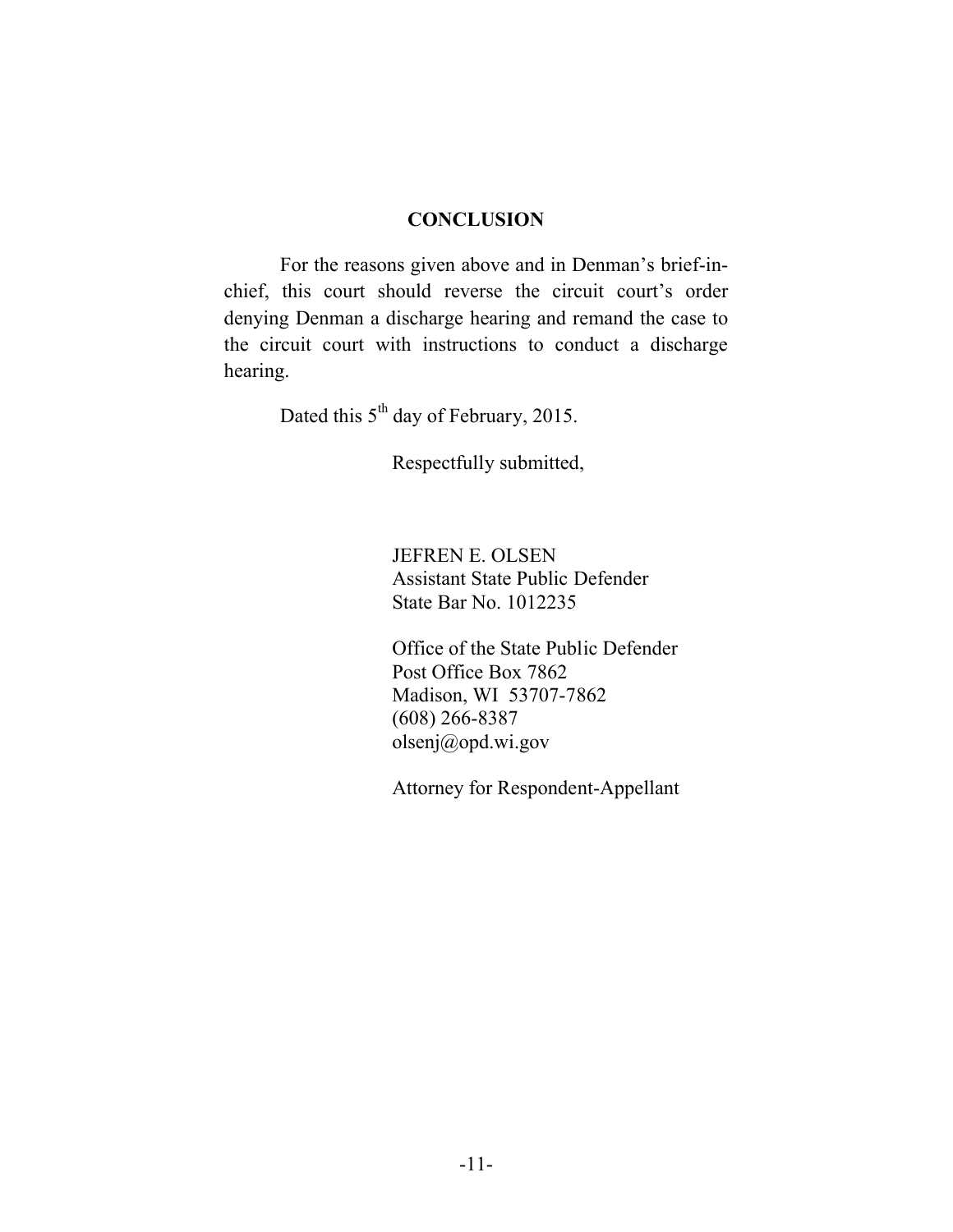## CONCLUSION

For the reasons given above and in Denman's brief-in-chief, this court should reverse the circuit court's order denying Denman a discharge hearing and remand the case to the circuit court with instructions to conduct a discharge hearing.

Dated this 5th day of February, 2015.

Respectfully submitted,

JEFREN E. OLSEN
Assistant State Public Defender
State Bar No. 1012235

Office of the State Public Defender
Post Office Box 7862
Madison, WI 53707-7862
(608) 266-8387
olsenj@opd.wi.gov

Attorney for Respondent-Appellant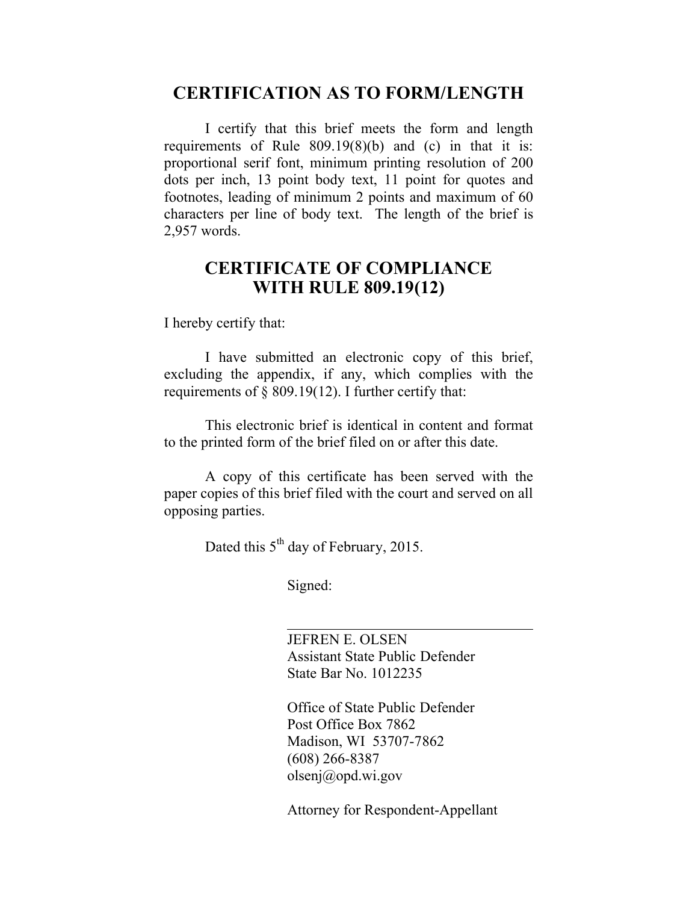## CERTIFICATION AS TO FORM/LENGTH

I certify that this brief meets the form and length requirements of Rule 809.19(8)(b) and (c) in that it is: proportional serif font, minimum printing resolution of 200 dots per inch, 13 point body text, 11 point for quotes and footnotes, leading of minimum 2 points and maximum of 60 characters per line of body text. The length of the brief is 2,957 words.

## CERTIFICATE OF COMPLIANCE WITH RULE 809.19(12)

I hereby certify that:

I have submitted an electronic copy of this brief, excluding the appendix, if any, which complies with the requirements of § 809.19(12). I further certify that:

This electronic brief is identical in content and format to the printed form of the brief filed on or after this date.

A copy of this certificate has been served with the paper copies of this brief filed with the court and served on all opposing parties.

Dated this 5th day of February, 2015.

Signed:

\_\_\_\_\_\_\_\_\_\_\_\_\_\_\_\_\_\_\_\_\_\_\_\_\_\_\_\_\_\_\_\_

JEFREN E. OLSEN
Assistant State Public Defender
State Bar No. 1012235

Office of State Public Defender
Post Office Box 7862
Madison, WI 53707-7862
(608) 266-8387
olsenj@opd.wi.gov

Attorney for Respondent-Appellant